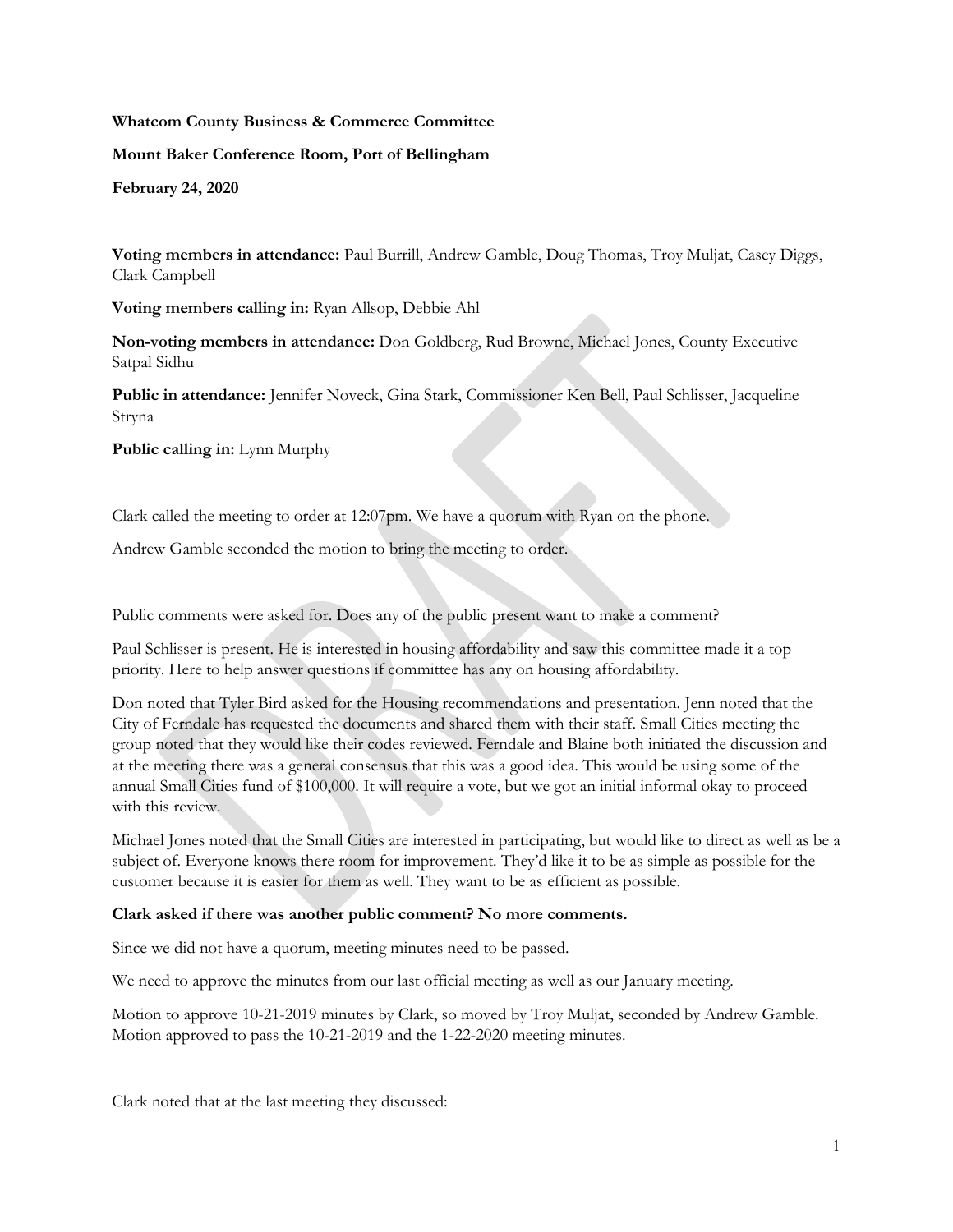**Whatcom County Business & Commerce Committee**

**Mount Baker Conference Room, Port of Bellingham**

**February 24, 2020**

**Voting members in attendance:** Paul Burrill, Andrew Gamble, Doug Thomas, Troy Muljat, Casey Diggs, Clark Campbell

**Voting members calling in:** Ryan Allsop, Debbie Ahl

**Non-voting members in attendance:** Don Goldberg, Rud Browne, Michael Jones, County Executive Satpal Sidhu

**Public in attendance:** Jennifer Noveck, Gina Stark, Commissioner Ken Bell, Paul Schlisser, Jacqueline Stryna

**Public calling in:** Lynn Murphy

Clark called the meeting to order at 12:07pm. We have a quorum with Ryan on the phone.

Andrew Gamble seconded the motion to bring the meeting to order.

Public comments were asked for. Does any of the public present want to make a comment?

Paul Schlisser is present. He is interested in housing affordability and saw this committee made it a top priority. Here to help answer questions if committee has any on housing affordability.

Don noted that Tyler Bird asked for the Housing recommendations and presentation. Jenn noted that the City of Ferndale has requested the documents and shared them with their staff. Small Cities meeting the group noted that they would like their codes reviewed. Ferndale and Blaine both initiated the discussion and at the meeting there was a general consensus that this was a good idea. This would be using some of the annual Small Cities fund of $100,000. It will require a vote, but we got an initial informal okay to proceed with this review.

Michael Jones noted that the Small Cities are interested in participating, but would like to direct as well as be a subject of. Everyone knows there room for improvement. They'd like it to be as simple as possible for the customer because it is easier for them as well. They want to be as efficient as possible.

**Clark asked if there was another public comment? No more comments.**

Since we did not have a quorum, meeting minutes need to be passed.

We need to approve the minutes from our last official meeting as well as our January meeting.

Motion to approve 10-21-2019 minutes by Clark, so moved by Troy Muljat, seconded by Andrew Gamble. Motion approved to pass the 10-21-2019 and the 1-22-2020 meeting minutes.

Clark noted that at the last meeting they discussed: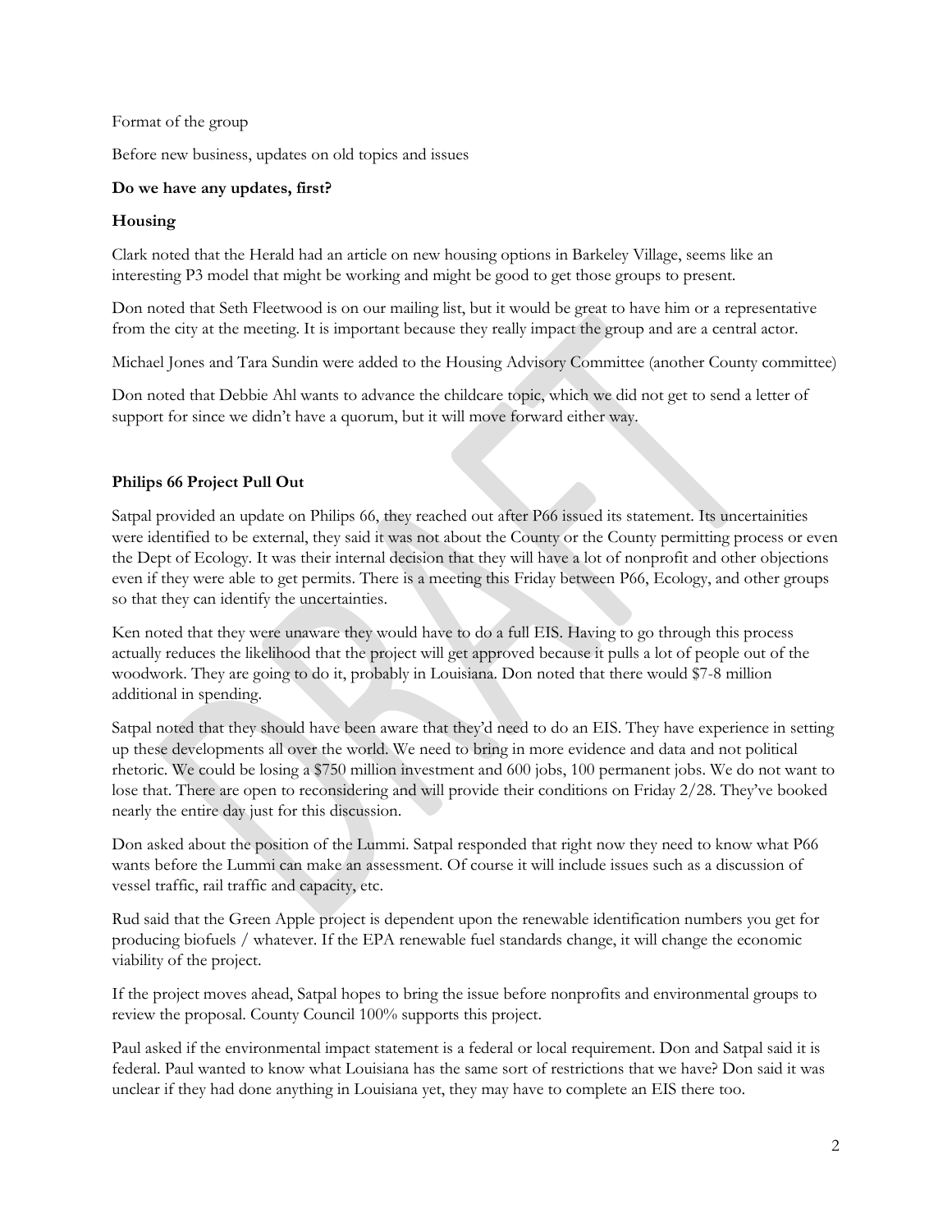Format of the group

Before new business, updates on old topics and issues

**Do we have any updates, first?**

**Housing**

Clark noted that the Herald had an article on new housing options in Barkeley Village, seems like an interesting P3 model that might be working and might be good to get those groups to present.

Don noted that Seth Fleetwood is on our mailing list, but it would be great to have him or a representative from the city at the meeting. It is important because they really impact the group and are a central actor.

Michael Jones and Tara Sundin were added to the Housing Advisory Committee (another County committee)

Don noted that Debbie Ahl wants to advance the childcare topic, which we did not get to send a letter of support for since we didn't have a quorum, but it will move forward either way.

**Philips 66 Project Pull Out**

Satpal provided an update on Philips 66, they reached out after P66 issued its statement. Its uncertainities were identified to be external, they said it was not about the County or the County permitting process or even the Dept of Ecology. It was their internal decision that they will have a lot of nonprofit and other objections even if they were able to get permits. There is a meeting this Friday between P66, Ecology, and other groups so that they can identify the uncertainties.

Ken noted that they were unaware they would have to do a full EIS. Having to go through this process actually reduces the likelihood that the project will get approved because it pulls a lot of people out of the woodwork. They are going to do it, probably in Louisiana. Don noted that there would $7-8 million additional in spending.

Satpal noted that they should have been aware that they'd need to do an EIS. They have experience in setting up these developments all over the world. We need to bring in more evidence and data and not political rhetoric. We could be losing a $750 million investment and 600 jobs, 100 permanent jobs. We do not want to lose that. There are open to reconsidering and will provide their conditions on Friday 2/28. They've booked nearly the entire day just for this discussion.

Don asked about the position of the Lummi. Satpal responded that right now they need to know what P66 wants before the Lummi can make an assessment. Of course it will include issues such as a discussion of vessel traffic, rail traffic and capacity, etc.

Rud said that the Green Apple project is dependent upon the renewable identification numbers you get for producing biofuels / whatever. If the EPA renewable fuel standards change, it will change the economic viability of the project.

If the project moves ahead, Satpal hopes to bring the issue before nonprofits and environmental groups to review the proposal. County Council 100% supports this project.

Paul asked if the environmental impact statement is a federal or local requirement. Don and Satpal said it is federal. Paul wanted to know what Louisiana has the same sort of restrictions that we have? Don said it was unclear if they had done anything in Louisiana yet, they may have to complete an EIS there too.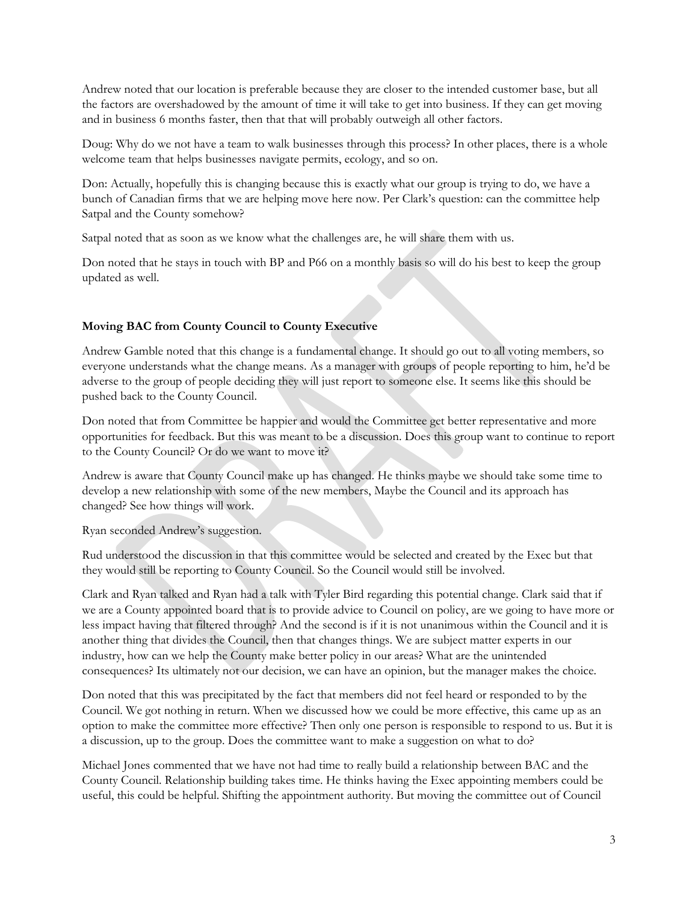Andrew noted that our location is preferable because they are closer to the intended customer base, but all the factors are overshadowed by the amount of time it will take to get into business. If they can get moving and in business 6 months faster, then that that will probably outweigh all other factors.

Doug: Why do we not have a team to walk businesses through this process? In other places, there is a whole welcome team that helps businesses navigate permits, ecology, and so on.

Don: Actually, hopefully this is changing because this is exactly what our group is trying to do, we have a bunch of Canadian firms that we are helping move here now. Per Clark's question: can the committee help Satpal and the County somehow?

Satpal noted that as soon as we know what the challenges are, he will share them with us.

Don noted that he stays in touch with BP and P66 on a monthly basis so will do his best to keep the group updated as well.

**Moving BAC from County Council to County Executive**

Andrew Gamble noted that this change is a fundamental change. It should go out to all voting members, so everyone understands what the change means. As a manager with groups of people reporting to him, he'd be adverse to the group of people deciding they will just report to someone else. It seems like this should be pushed back to the County Council.

Don noted that from Committee be happier and would the Committee get better representative and more opportunities for feedback. But this was meant to be a discussion. Does this group want to continue to report to the County Council? Or do we want to move it?

Andrew is aware that County Council make up has changed. He thinks maybe we should take some time to develop a new relationship with some of the new members, Maybe the Council and its approach has changed? See how things will work.

Ryan seconded Andrew's suggestion.

Rud understood the discussion in that this committee would be selected and created by the Exec but that they would still be reporting to County Council. So the Council would still be involved.

Clark and Ryan talked and Ryan had a talk with Tyler Bird regarding this potential change. Clark said that if we are a County appointed board that is to provide advice to Council on policy, are we going to have more or less impact having that filtered through? And the second is if it is not unanimous within the Council and it is another thing that divides the Council, then that changes things. We are subject matter experts in our industry, how can we help the County make better policy in our areas? What are the unintended consequences? Its ultimately not our decision, we can have an opinion, but the manager makes the choice.

Don noted that this was precipitated by the fact that members did not feel heard or responded to by the Council. We got nothing in return. When we discussed how we could be more effective, this came up as an option to make the committee more effective? Then only one person is responsible to respond to us. But it is a discussion, up to the group. Does the committee want to make a suggestion on what to do?

Michael Jones commented that we have not had time to really build a relationship between BAC and the County Council. Relationship building takes time. He thinks having the Exec appointing members could be useful, this could be helpful. Shifting the appointment authority. But moving the committee out of Council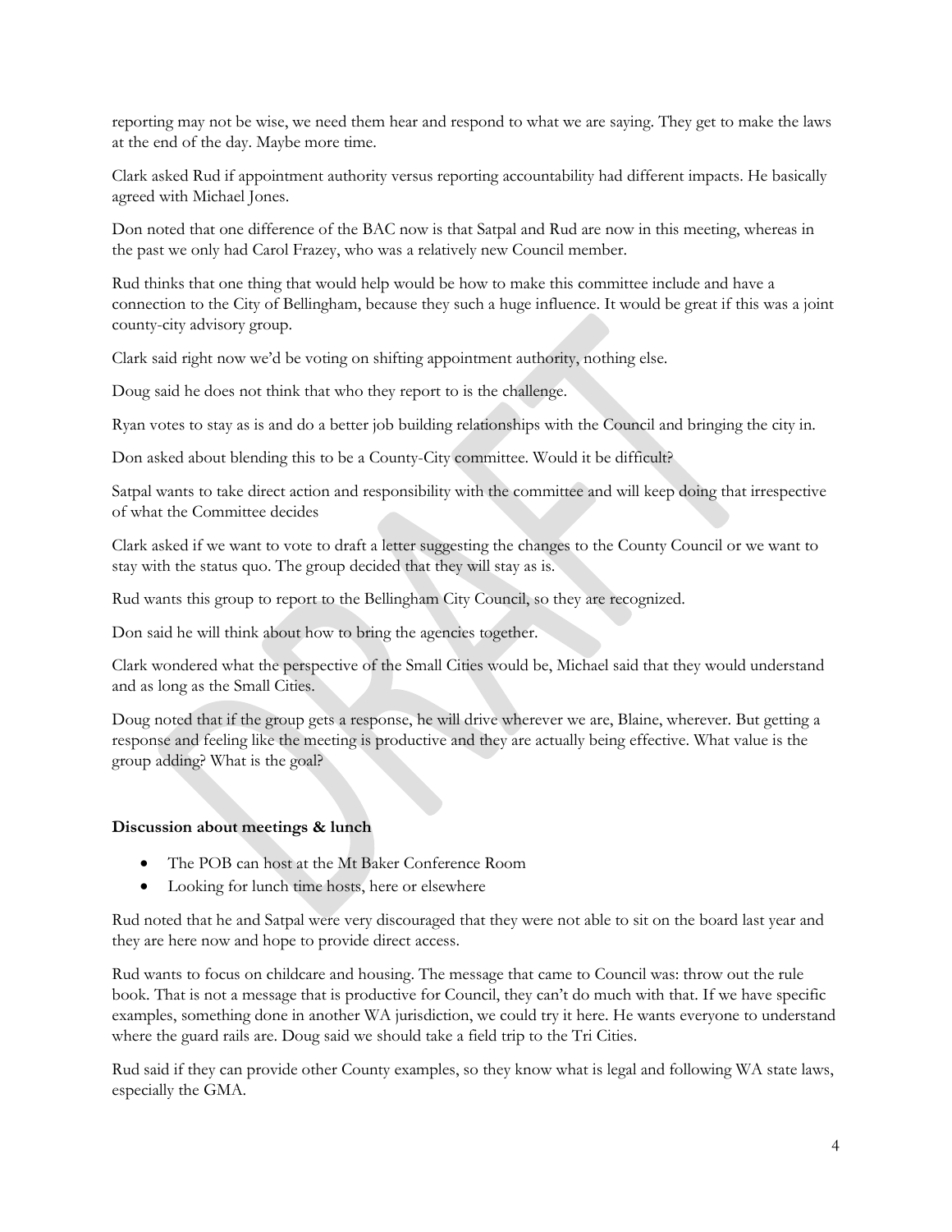reporting may not be wise, we need them hear and respond to what we are saying. They get to make the laws at the end of the day. Maybe more time.

Clark asked Rud if appointment authority versus reporting accountability had different impacts. He basically agreed with Michael Jones.

Don noted that one difference of the BAC now is that Satpal and Rud are now in this meeting, whereas in the past we only had Carol Frazey, who was a relatively new Council member.

Rud thinks that one thing that would help would be how to make this committee include and have a connection to the City of Bellingham, because they such a huge influence. It would be great if this was a joint county-city advisory group.

Clark said right now we'd be voting on shifting appointment authority, nothing else.

Doug said he does not think that who they report to is the challenge.

Ryan votes to stay as is and do a better job building relationships with the Council and bringing the city in.

Don asked about blending this to be a County-City committee. Would it be difficult?

Satpal wants to take direct action and responsibility with the committee and will keep doing that irrespective of what the Committee decides

Clark asked if we want to vote to draft a letter suggesting the changes to the County Council or we want to stay with the status quo. The group decided that they will stay as is.

Rud wants this group to report to the Bellingham City Council, so they are recognized.

Don said he will think about how to bring the agencies together.

Clark wondered what the perspective of the Small Cities would be, Michael said that they would understand and as long as the Small Cities.

Doug noted that if the group gets a response, he will drive wherever we are, Blaine, wherever. But getting a response and feeling like the meeting is productive and they are actually being effective. What value is the group adding? What is the goal?

**Discussion about meetings & lunch**

- The POB can host at the Mt Baker Conference Room
- Looking for lunch time hosts, here or elsewhere

Rud noted that he and Satpal were very discouraged that they were not able to sit on the board last year and they are here now and hope to provide direct access.

Rud wants to focus on childcare and housing. The message that came to Council was: throw out the rule book. That is not a message that is productive for Council, they can't do much with that. If we have specific examples, something done in another WA jurisdiction, we could try it here. He wants everyone to understand where the guard rails are. Doug said we should take a field trip to the Tri Cities.

Rud said if they can provide other County examples, so they know what is legal and following WA state laws, especially the GMA.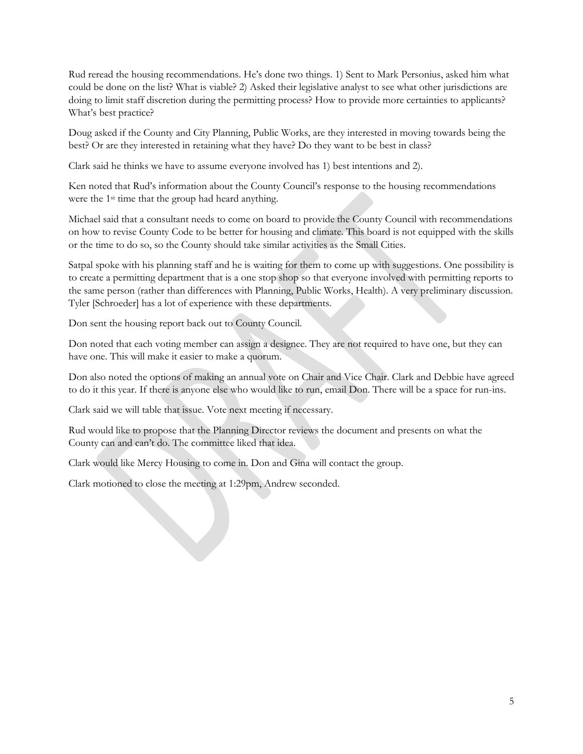Rud reread the housing recommendations. He's done two things. 1) Sent to Mark Personius, asked him what could be done on the list? What is viable? 2) Asked their legislative analyst to see what other jurisdictions are doing to limit staff discretion during the permitting process? How to provide more certainties to applicants? What's best practice?

Doug asked if the County and City Planning, Public Works, are they interested in moving towards being the best? Or are they interested in retaining what they have? Do they want to be best in class?

Clark said he thinks we have to assume everyone involved has 1) best intentions and 2).

Ken noted that Rud's information about the County Council's response to the housing recommendations were the 1st time that the group had heard anything.

Michael said that a consultant needs to come on board to provide the County Council with recommendations on how to revise County Code to be better for housing and climate. This board is not equipped with the skills or the time to do so, so the County should take similar activities as the Small Cities.

Satpal spoke with his planning staff and he is waiting for them to come up with suggestions. One possibility is to create a permitting department that is a one stop shop so that everyone involved with permitting reports to the same person (rather than differences with Planning, Public Works, Health). A very preliminary discussion. Tyler [Schroeder] has a lot of experience with these departments.

Don sent the housing report back out to County Council.

Don noted that each voting member can assign a designee. They are not required to have one, but they can have one. This will make it easier to make a quorum.

Don also noted the options of making an annual vote on Chair and Vice Chair. Clark and Debbie have agreed to do it this year. If there is anyone else who would like to run, email Don. There will be a space for run-ins.

Clark said we will table that issue. Vote next meeting if necessary.

Rud would like to propose that the Planning Director reviews the document and presents on what the County can and can't do. The committee liked that idea.

Clark would like Mercy Housing to come in. Don and Gina will contact the group.

Clark motioned to close the meeting at 1:29pm, Andrew seconded.